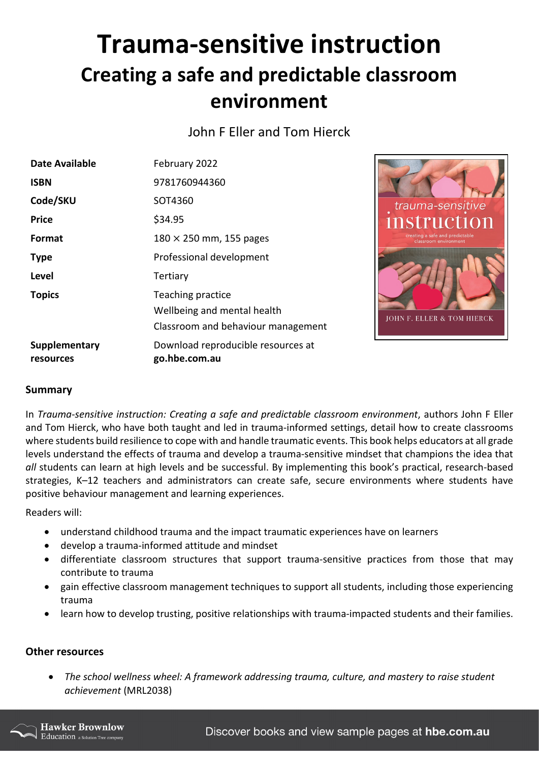# Trauma-sensitive instruction

## Creating a safe and predictable classroom environment

John F Eller and Tom Hierck

| | |
|---|---|
| **Date Available** | February 2022 |
| **ISBN** | 9781760944360 |
| **Code/SKU** | SOT4360 |
| **Price** | $34.95 |
| **Format** | 180 × 250 mm, 155 pages |
| **Type** | Professional development |
| **Level** | Tertiary |
| **Topics** | Teaching practice<br>Wellbeing and mental health<br>Classroom and behaviour management |
| **Supplementary resources** | Download reproducible resources at **go.hbe.com.au** |

### Summary

In *Trauma-sensitive instruction: Creating a safe and predictable classroom environment*, authors John F Eller and Tom Hierck, who have both taught and led in trauma-informed settings, detail how to create classrooms where students build resilience to cope with and handle traumatic events. This book helps educators at all grade levels understand the effects of trauma and develop a trauma-sensitive mindset that champions the idea that *all* students can learn at high levels and be successful. By implementing this book's practical, research-based strategies, K–12 teachers and administrators can create safe, secure environments where students have positive behaviour management and learning experiences.

Readers will:

- understand childhood trauma and the impact traumatic experiences have on learners
- develop a trauma-informed attitude and mindset
- differentiate classroom structures that support trauma-sensitive practices from those that may contribute to trauma
- gain effective classroom management techniques to support all students, including those experiencing trauma
- learn how to develop trusting, positive relationships with trauma-impacted students and their families.

### Other resources

- *The school wellness wheel: A framework addressing trauma, culture, and mastery to raise student achievement* (MRL2038)

Hawker Brownlow Education a Solution Tree company

Discover books and view sample pages at **hbe.com.au**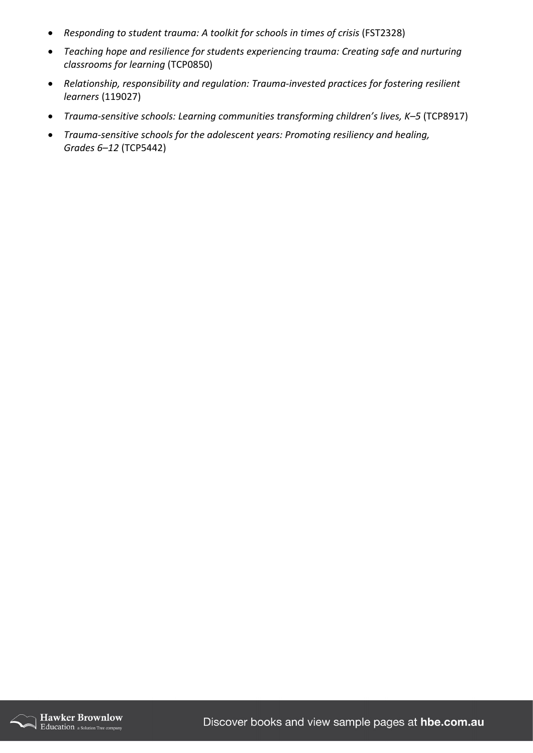- *Responding to student trauma: A toolkit for schools in times of crisis* (FST2328)
- *Teaching hope and resilience for students experiencing trauma: Creating safe and nurturing classrooms for learning* (TCP0850)
- *Relationship, responsibility and regulation: Trauma-invested practices for fostering resilient learners* (119027)
- *Trauma-sensitive schools: Learning communities transforming children's lives, K–5* (TCP8917)
- *Trauma-sensitive schools for the adolescent years: Promoting resiliency and healing, Grades 6–12* (TCP5442)